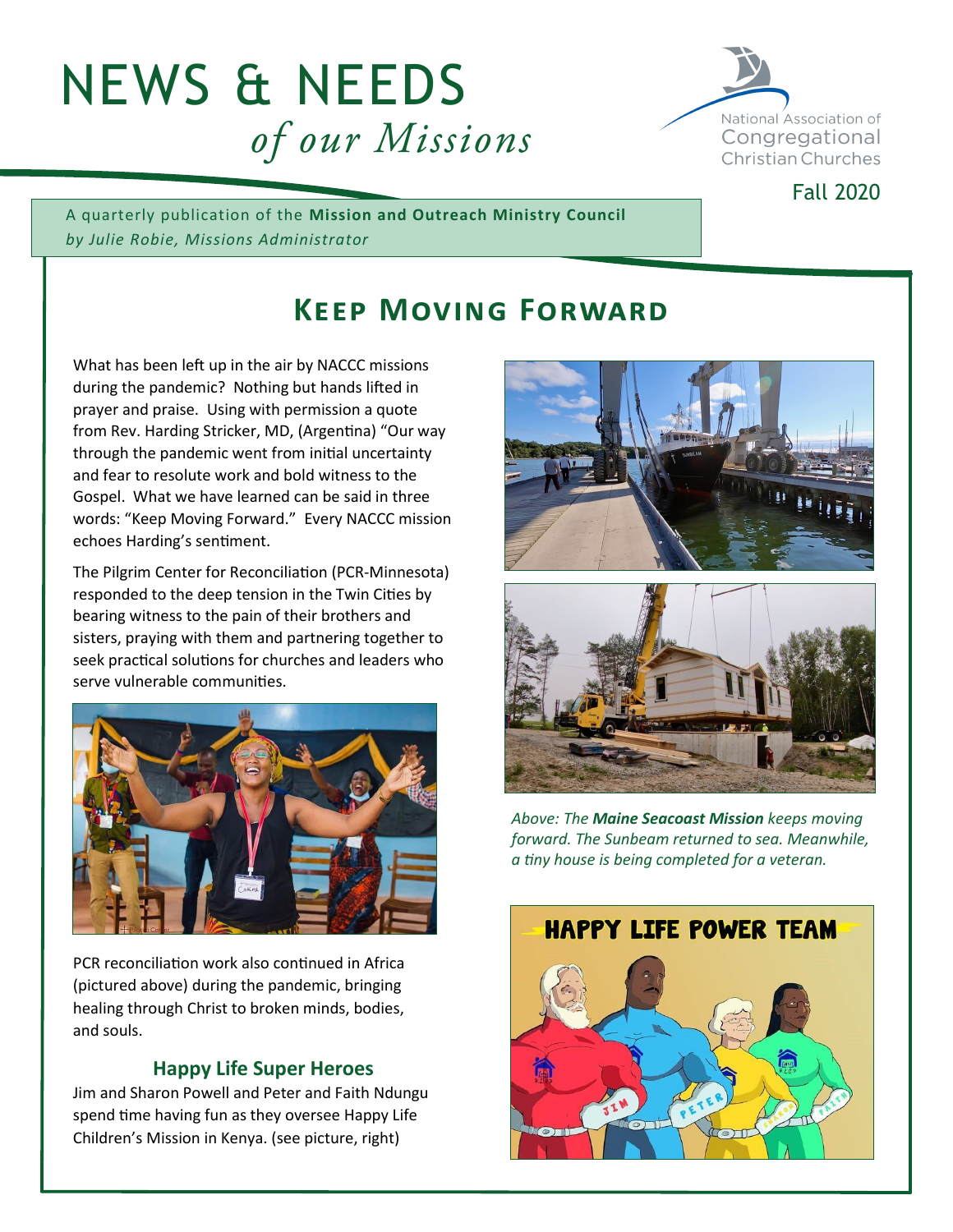# NEWS & NEEDS
*of our Missions*

National Association of Congregational Christian Churches

Fall 2020

A quarterly publication of the **Mission and Outreach Ministry Council**
*by Julie Robie, Missions Administrator*

## Keep Moving Forward

What has been left up in the air by NACCC missions during the pandemic? Nothing but hands lifted in prayer and praise. Using with permission a quote from Rev. Harding Stricker, MD, (Argentina) "Our way through the pandemic went from initial uncertainty and fear to resolute work and bold witness to the Gospel. What we have learned can be said in three words: "Keep Moving Forward." Every NACCC mission echoes Harding's sentiment.

The Pilgrim Center for Reconciliation (PCR-Minnesota) responded to the deep tension in the Twin Cities by bearing witness to the pain of their brothers and sisters, praying with them and partnering together to seek practical solutions for churches and leaders who serve vulnerable communities.

PCR reconciliation work also continued in Africa (pictured above) during the pandemic, bringing healing through Christ to broken minds, bodies, and souls.

*Above: The **Maine Seacoast Mission** keeps moving forward. The Sunbeam returned to sea. Meanwhile, a tiny house is being completed for a veteran.*

### Happy Life Super Heroes

Jim and Sharon Powell and Peter and Faith Ndungu spend time having fun as they oversee Happy Life Children's Mission in Kenya. (see picture, right)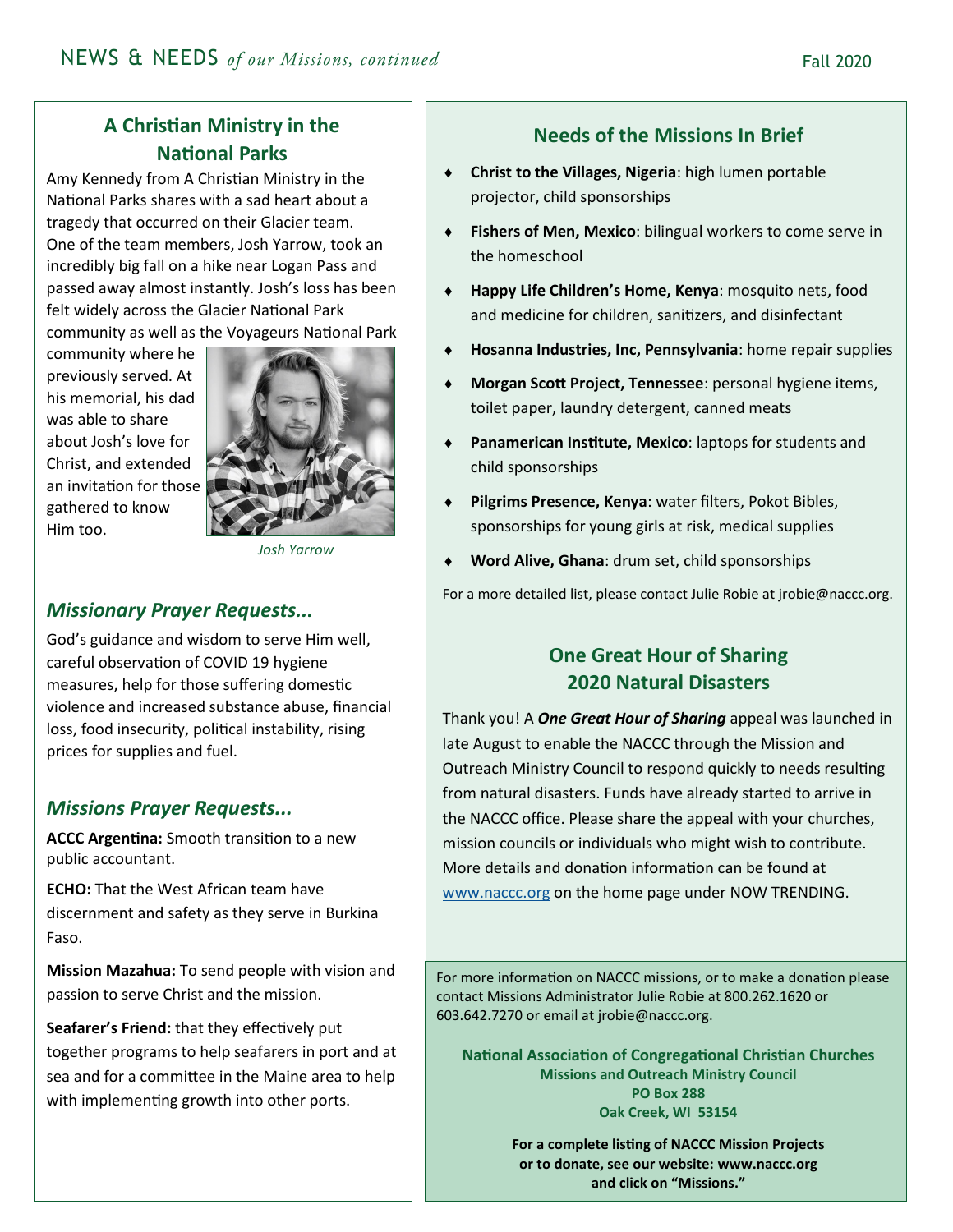# NEWS & NEEDS *of our Missions, continued*

## A Christian Ministry in the National Parks

Amy Kennedy from A Christian Ministry in the National Parks shares with a sad heart about a tragedy that occurred on their Glacier team. One of the team members, Josh Yarrow, took an incredibly big fall on a hike near Logan Pass and passed away almost instantly. Josh's loss has been felt widely across the Glacier National Park community as well as the Voyageurs National Park community where he previously served. At his memorial, his dad was able to share about Josh's love for Christ, and extended an invitation for those gathered to know Him too.

*Josh Yarrow*

## *Missionary Prayer Requests...*

God's guidance and wisdom to serve Him well, careful observation of COVID 19 hygiene measures, help for those suffering domestic violence and increased substance abuse, financial loss, food insecurity, political instability, rising prices for supplies and fuel.

## *Missions Prayer Requests...*

**ACCC Argentina:** Smooth transition to a new public accountant.

**ECHO:** That the West African team have discernment and safety as they serve in Burkina Faso.

**Mission Mazahua:** To send people with vision and passion to serve Christ and the mission.

**Seafarer's Friend:** that they effectively put together programs to help seafarers in port and at sea and for a committee in the Maine area to help with implementing growth into other ports.

## Needs of the Missions In Brief

- **Christ to the Villages, Nigeria**: high lumen portable projector, child sponsorships
- **Fishers of Men, Mexico**: bilingual workers to come serve in the homeschool
- **Happy Life Children's Home, Kenya**: mosquito nets, food and medicine for children, sanitizers, and disinfectant
- **Hosanna Industries, Inc, Pennsylvania**: home repair supplies
- **Morgan Scott Project, Tennessee**: personal hygiene items, toilet paper, laundry detergent, canned meats
- **Panamerican Institute, Mexico**: laptops for students and child sponsorships
- **Pilgrims Presence, Kenya**: water filters, Pokot Bibles, sponsorships for young girls at risk, medical supplies
- **Word Alive, Ghana**: drum set, child sponsorships

For a more detailed list, please contact Julie Robie at jrobie@naccc.org.

## One Great Hour of Sharing 2020 Natural Disasters

Thank you! A ***One Great Hour of Sharing*** appeal was launched in late August to enable the NACCC through the Mission and Outreach Ministry Council to respond quickly to needs resulting from natural disasters. Funds have already started to arrive in the NACCC office. Please share the appeal with your churches, mission councils or individuals who might wish to contribute. More details and donation information can be found at www.naccc.org on the home page under NOW TRENDING.

For more information on NACCC missions, or to make a donation please contact Missions Administrator Julie Robie at 800.262.1620 or 603.642.7270 or email at jrobie@naccc.org.

**National Association of Congregational Christian Churches**
**Missions and Outreach Ministry Council**
**PO Box 288**
**Oak Creek, WI 53154**

**For a complete listing of NACCC Mission Projects or to donate, see our website: www.naccc.org and click on "Missions."**